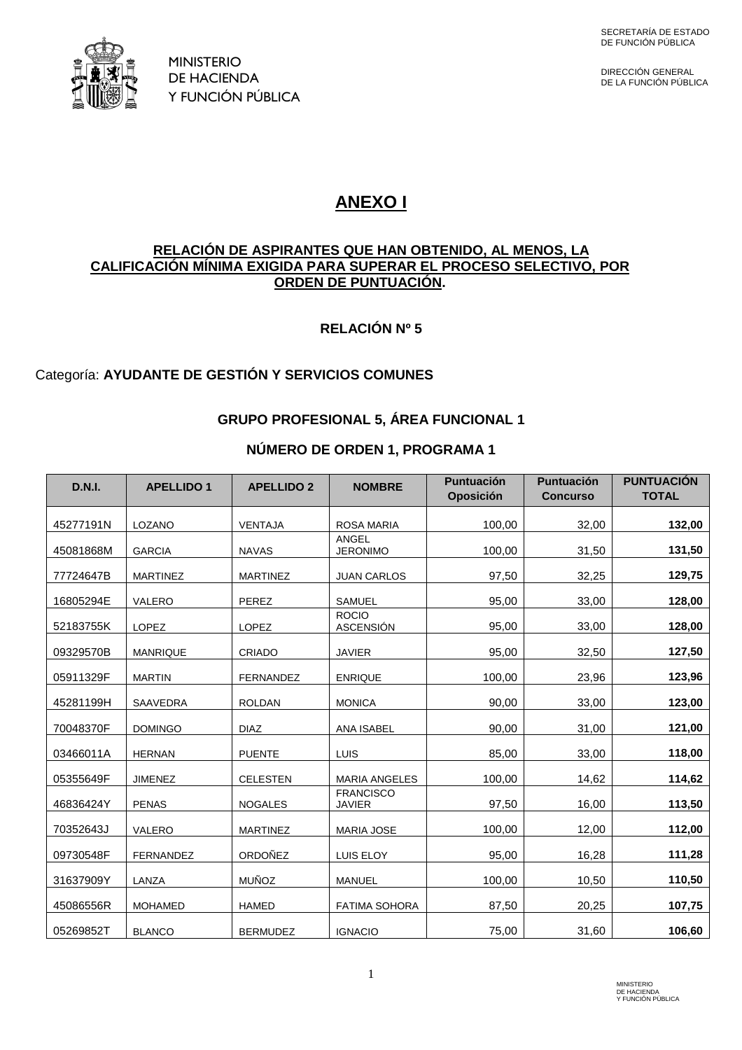MINISTERIO
DE HACIENDA
Y FUNCIÓN PÚBLICA

SECRETARÍA DE ESTADO
DE FUNCIÓN PÚBLICA

DIRECCIÓN GENERAL
DE LA FUNCIÓN PÚBLICA

# ANEXO I

## RELACIÓN DE ASPIRANTES QUE HAN OBTENIDO, AL MENOS, LA CALIFICACIÓN MÍNIMA EXIGIDA PARA SUPERAR EL PROCESO SELECTIVO, POR ORDEN DE PUNTUACIÓN.

### RELACIÓN Nº 5

Categoría: **AYUDANTE DE GESTIÓN Y SERVICIOS COMUNES**

### GRUPO PROFESIONAL 5, ÁREA FUNCIONAL 1

### NÚMERO DE ORDEN 1, PROGRAMA 1

| D.N.I. | APELLIDO 1 | APELLIDO 2 | NOMBRE | Puntuación Oposición | Puntuación Concurso | PUNTUACIÓN TOTAL |
|---|---|---|---|---|---|---|
| 45277191N | LOZANO | VENTAJA | ROSA MARIA | 100,00 | 32,00 | **132,00** |
| 45081868M | GARCIA | NAVAS | ANGEL JERONIMO | 100,00 | 31,50 | **131,50** |
| 77724647B | MARTINEZ | MARTINEZ | JUAN CARLOS | 97,50 | 32,25 | **129,75** |
| 16805294E | VALERO | PEREZ | SAMUEL | 95,00 | 33,00 | **128,00** |
| 52183755K | LOPEZ | LOPEZ | ROCIO ASCENSIÓN | 95,00 | 33,00 | **128,00** |
| 09329570B | MANRIQUE | CRIADO | JAVIER | 95,00 | 32,50 | **127,50** |
| 05911329F | MARTIN | FERNANDEZ | ENRIQUE | 100,00 | 23,96 | **123,96** |
| 45281199H | SAAVEDRA | ROLDAN | MONICA | 90,00 | 33,00 | **123,00** |
| 70048370F | DOMINGO | DIAZ | ANA ISABEL | 90,00 | 31,00 | **121,00** |
| 03466011A | HERNAN | PUENTE | LUIS | 85,00 | 33,00 | **118,00** |
| 05355649F | JIMENEZ | CELESTEN | MARIA ANGELES | 100,00 | 14,62 | **114,62** |
| 46836424Y | PENAS | NOGALES | FRANCISCO JAVIER | 97,50 | 16,00 | **113,50** |
| 70352643J | VALERO | MARTINEZ | MARIA JOSE | 100,00 | 12,00 | **112,00** |
| 09730548F | FERNANDEZ | ORDOÑEZ | LUIS ELOY | 95,00 | 16,28 | **111,28** |
| 31637909Y | LANZA | MUÑOZ | MANUEL | 100,00 | 10,50 | **110,50** |
| 45086556R | MOHAMED | HAMED | FATIMA SOHORA | 87,50 | 20,25 | **107,75** |
| 05269852T | BLANCO | BERMUDEZ | IGNACIO | 75,00 | 31,60 | **106,60** |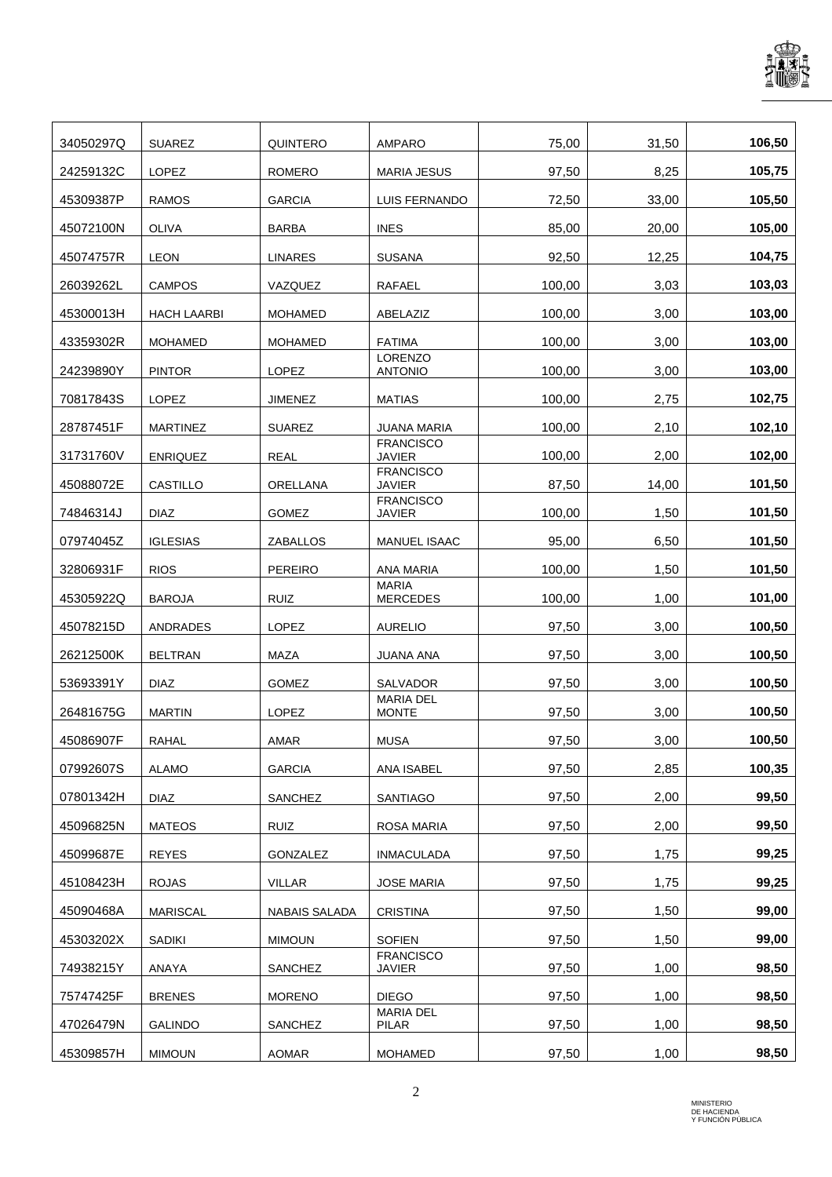| | | | | | | |
|---|---|---|---|---|---|---|
| 34050297Q | SUAREZ | QUINTERO | AMPARO | 75,00 | 31,50 | **106,50** |
| 24259132C | LOPEZ | ROMERO | MARIA JESUS | 97,50 | 8,25 | **105,75** |
| 45309387P | RAMOS | GARCIA | LUIS FERNANDO | 72,50 | 33,00 | **105,50** |
| 45072100N | OLIVA | BARBA | INES | 85,00 | 20,00 | **105,00** |
| 45074757R | LEON | LINARES | SUSANA | 92,50 | 12,25 | **104,75** |
| 26039262L | CAMPOS | VAZQUEZ | RAFAEL | 100,00 | 3,03 | **103,03** |
| 45300013H | HACH LAARBI | MOHAMED | ABELAZIZ | 100,00 | 3,00 | **103,00** |
| 43359302R | MOHAMED | MOHAMED | FATIMA | 100,00 | 3,00 | **103,00** |
| 24239890Y | PINTOR | LOPEZ | LORENZO ANTONIO | 100,00 | 3,00 | **103,00** |
| 70817843S | LOPEZ | JIMENEZ | MATIAS | 100,00 | 2,75 | **102,75** |
| 28787451F | MARTINEZ | SUAREZ | JUANA MARIA | 100,00 | 2,10 | **102,10** |
| 31731760V | ENRIQUEZ | REAL | FRANCISCO JAVIER | 100,00 | 2,00 | **102,00** |
| 45088072E | CASTILLO | ORELLANA | FRANCISCO JAVIER | 87,50 | 14,00 | **101,50** |
| 74846314J | DIAZ | GOMEZ | FRANCISCO JAVIER | 100,00 | 1,50 | **101,50** |
| 07974045Z | IGLESIAS | ZABALLOS | MANUEL ISAAC | 95,00 | 6,50 | **101,50** |
| 32806931F | RIOS | PEREIRO | ANA MARIA | 100,00 | 1,50 | **101,50** |
| 45305922Q | BAROJA | RUIZ | MARIA MERCEDES | 100,00 | 1,00 | **101,00** |
| 45078215D | ANDRADES | LOPEZ | AURELIO | 97,50 | 3,00 | **100,50** |
| 26212500K | BELTRAN | MAZA | JUANA ANA | 97,50 | 3,00 | **100,50** |
| 53693391Y | DIAZ | GOMEZ | SALVADOR | 97,50 | 3,00 | **100,50** |
| 26481675G | MARTIN | LOPEZ | MARIA DEL MONTE | 97,50 | 3,00 | **100,50** |
| 45086907F | RAHAL | AMAR | MUSA | 97,50 | 3,00 | **100,50** |
| 07992607S | ALAMO | GARCIA | ANA ISABEL | 97,50 | 2,85 | **100,35** |
| 07801342H | DIAZ | SANCHEZ | SANTIAGO | 97,50 | 2,00 | **99,50** |
| 45096825N | MATEOS | RUIZ | ROSA MARIA | 97,50 | 2,00 | **99,50** |
| 45099687E | REYES | GONZALEZ | INMACULADA | 97,50 | 1,75 | **99,25** |
| 45108423H | ROJAS | VILLAR | JOSE MARIA | 97,50 | 1,75 | **99,25** |
| 45090468A | MARISCAL | NABAIS SALADA | CRISTINA | 97,50 | 1,50 | **99,00** |
| 45303202X | SADIKI | MIMOUN | SOFIEN | 97,50 | 1,50 | **99,00** |
| 74938215Y | ANAYA | SANCHEZ | FRANCISCO JAVIER | 97,50 | 1,00 | **98,50** |
| 75747425F | BRENES | MORENO | DIEGO | 97,50 | 1,00 | **98,50** |
| 47026479N | GALINDO | SANCHEZ | MARIA DEL PILAR | 97,50 | 1,00 | **98,50** |
| 45309857H | MIMOUN | AOMAR | MOHAMED | 97,50 | 1,00 | **98,50** |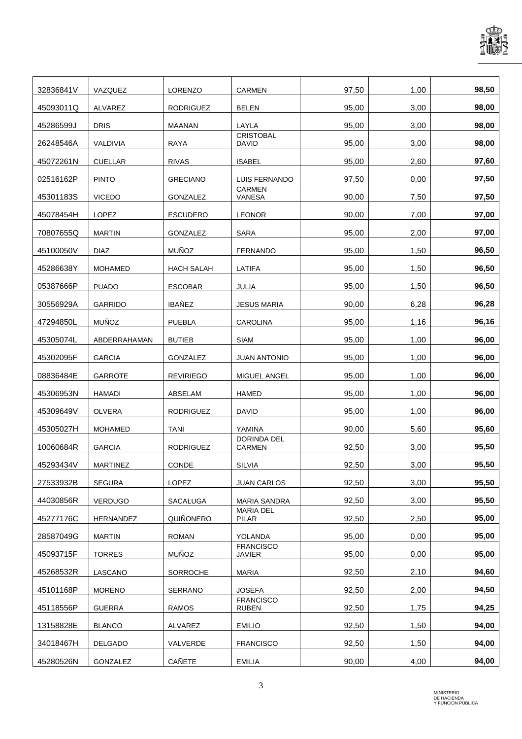| | | | | | | |
|---|---|---|---|---|---|---|
| 32836841V | VAZQUEZ | LORENZO | CARMEN | 97,50 | 1,00 | **98,50** |
| 45093011Q | ALVAREZ | RODRIGUEZ | BELEN | 95,00 | 3,00 | **98,00** |
| 45286599J | DRIS | MAANAN | LAYLA | 95,00 | 3,00 | **98,00** |
| 26248546A | VALDIVIA | RAYA | CRISTOBAL DAVID | 95,00 | 3,00 | **98,00** |
| 45072261N | CUELLAR | RIVAS | ISABEL | 95,00 | 2,60 | **97,60** |
| 02516162P | PINTO | GRECIANO | LUIS FERNANDO | 97,50 | 0,00 | **97,50** |
| 45301183S | VICEDO | GONZALEZ | CARMEN VANESA | 90,00 | 7,50 | **97,50** |
| 45078454H | LOPEZ | ESCUDERO | LEONOR | 90,00 | 7,00 | **97,00** |
| 70807655Q | MARTIN | GONZALEZ | SARA | 95,00 | 2,00 | **97,00** |
| 45100050V | DIAZ | MUÑOZ | FERNANDO | 95,00 | 1,50 | **96,50** |
| 45286638Y | MOHAMED | HACH SALAH | LATIFA | 95,00 | 1,50 | **96,50** |
| 05387666P | PUADO | ESCOBAR | JULIA | 95,00 | 1,50 | **96,50** |
| 30556929A | GARRIDO | IBAÑEZ | JESUS MARIA | 90,00 | 6,28 | **96,28** |
| 47294850L | MUÑOZ | PUEBLA | CAROLINA | 95,00 | 1,16 | **96,16** |
| 45305074L | ABDERRAHAMAN | BUTIEB | SIAM | 95,00 | 1,00 | **96,00** |
| 45302095F | GARCIA | GONZALEZ | JUAN ANTONIO | 95,00 | 1,00 | **96,00** |
| 08836484E | GARROTE | REVIRIEGO | MIGUEL ANGEL | 95,00 | 1,00 | **96,00** |
| 45306953N | HAMADI | ABSELAM | HAMED | 95,00 | 1,00 | **96,00** |
| 45309649V | OLVERA | RODRIGUEZ | DAVID | 95,00 | 1,00 | **96,00** |
| 45305027H | MOHAMED | TANI | YAMINA | 90,00 | 5,60 | **95,60** |
| 10060684R | GARCIA | RODRIGUEZ | DORINDA DEL CARMEN | 92,50 | 3,00 | **95,50** |
| 45293434V | MARTINEZ | CONDE | SILVIA | 92,50 | 3,00 | **95,50** |
| 27533932B | SEGURA | LOPEZ | JUAN CARLOS | 92,50 | 3,00 | **95,50** |
| 44030856R | VERDUGO | SACALUGA | MARIA SANDRA | 92,50 | 3,00 | **95,50** |
| 45277176C | HERNANDEZ | QUIÑONERO | MARIA DEL PILAR | 92,50 | 2,50 | **95,00** |
| 28587049G | MARTIN | ROMAN | YOLANDA | 95,00 | 0,00 | **95,00** |
| 45093715F | TORRES | MUÑOZ | FRANCISCO JAVIER | 95,00 | 0,00 | **95,00** |
| 45268532R | LASCANO | SORROCHE | MARIA | 92,50 | 2,10 | **94,60** |
| 45101168P | MORENO | SERRANO | JOSEFA | 92,50 | 2,00 | **94,50** |
| 45118556P | GUERRA | RAMOS | FRANCISCO RUBEN | 92,50 | 1,75 | **94,25** |
| 13158828E | BLANCO | ALVAREZ | EMILIO | 92,50 | 1,50 | **94,00** |
| 34018467H | DELGADO | VALVERDE | FRANCISCO | 92,50 | 1,50 | **94,00** |
| 45280526N | GONZALEZ | CAÑETE | EMILIA | 90,00 | 4,00 | **94,00** |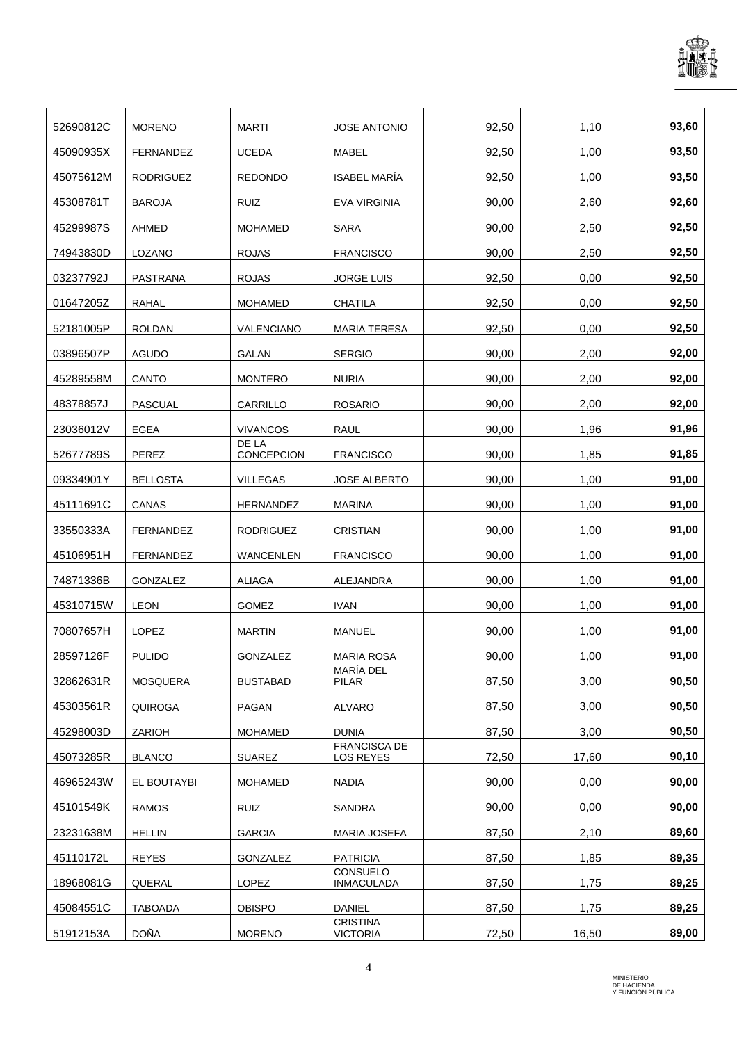| | | | | | | |
|---|---|---|---|---|---|---|
| 52690812C | MORENO | MARTI | JOSE ANTONIO | 92,50 | 1,10 | **93,60** |
| 45090935X | FERNANDEZ | UCEDA | MABEL | 92,50 | 1,00 | **93,50** |
| 45075612M | RODRIGUEZ | REDONDO | ISABEL MARÍA | 92,50 | 1,00 | **93,50** |
| 45308781T | BAROJA | RUIZ | EVA VIRGINIA | 90,00 | 2,60 | **92,60** |
| 45299987S | AHMED | MOHAMED | SARA | 90,00 | 2,50 | **92,50** |
| 74943830D | LOZANO | ROJAS | FRANCISCO | 90,00 | 2,50 | **92,50** |
| 03237792J | PASTRANA | ROJAS | JORGE LUIS | 92,50 | 0,00 | **92,50** |
| 01647205Z | RAHAL | MOHAMED | CHATILA | 92,50 | 0,00 | **92,50** |
| 52181005P | ROLDAN | VALENCIANO | MARIA TERESA | 92,50 | 0,00 | **92,50** |
| 03896507P | AGUDO | GALAN | SERGIO | 90,00 | 2,00 | **92,00** |
| 45289558M | CANTO | MONTERO | NURIA | 90,00 | 2,00 | **92,00** |
| 48378857J | PASCUAL | CARRILLO | ROSARIO | 90,00 | 2,00 | **92,00** |
| 23036012V | EGEA | VIVANCOS | RAUL | 90,00 | 1,96 | **91,96** |
| 52677789S | PEREZ | DE LA CONCEPCION | FRANCISCO | 90,00 | 1,85 | **91,85** |
| 09334901Y | BELLOSTA | VILLEGAS | JOSE ALBERTO | 90,00 | 1,00 | **91,00** |
| 45111691C | CANAS | HERNANDEZ | MARINA | 90,00 | 1,00 | **91,00** |
| 33550333A | FERNANDEZ | RODRIGUEZ | CRISTIAN | 90,00 | 1,00 | **91,00** |
| 45106951H | FERNANDEZ | WANCENLEN | FRANCISCO | 90,00 | 1,00 | **91,00** |
| 74871336B | GONZALEZ | ALIAGA | ALEJANDRA | 90,00 | 1,00 | **91,00** |
| 45310715W | LEON | GOMEZ | IVAN | 90,00 | 1,00 | **91,00** |
| 70807657H | LOPEZ | MARTIN | MANUEL | 90,00 | 1,00 | **91,00** |
| 28597126F | PULIDO | GONZALEZ | MARIA ROSA | 90,00 | 1,00 | **91,00** |
| 32862631R | MOSQUERA | BUSTABAD | MARÍA DEL PILAR | 87,50 | 3,00 | **90,50** |
| 45303561R | QUIROGA | PAGAN | ALVARO | 87,50 | 3,00 | **90,50** |
| 45298003D | ZARIOH | MOHAMED | DUNIA | 87,50 | 3,00 | **90,50** |
| 45073285R | BLANCO | SUAREZ | FRANCISCA DE LOS REYES | 72,50 | 17,60 | **90,10** |
| 46965243W | EL BOUTAYBI | MOHAMED | NADIA | 90,00 | 0,00 | **90,00** |
| 45101549K | RAMOS | RUIZ | SANDRA | 90,00 | 0,00 | **90,00** |
| 23231638M | HELLIN | GARCIA | MARIA JOSEFA | 87,50 | 2,10 | **89,60** |
| 45110172L | REYES | GONZALEZ | PATRICIA | 87,50 | 1,85 | **89,35** |
| 18968081G | QUERAL | LOPEZ | CONSUELO INMACULADA | 87,50 | 1,75 | **89,25** |
| 45084551C | TABOADA | OBISPO | DANIEL | 87,50 | 1,75 | **89,25** |
| 51912153A | DOÑA | MORENO | CRISTINA VICTORIA | 72,50 | 16,50 | **89,00** |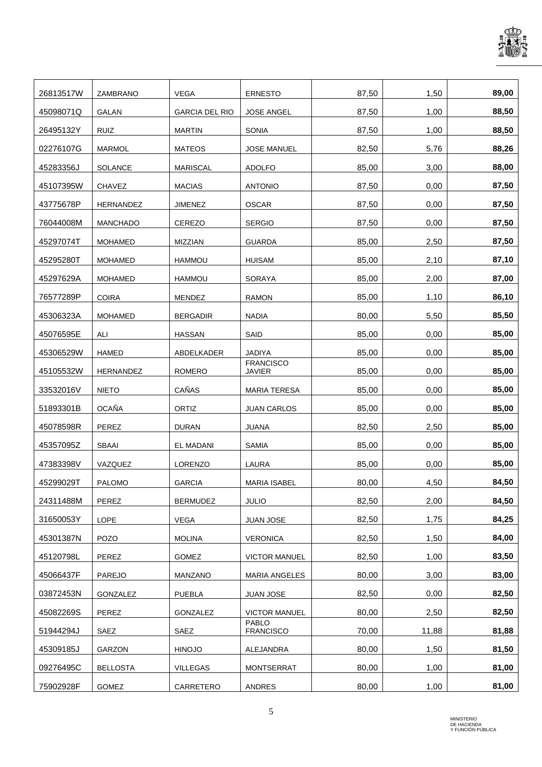| | | | | | | |
|---|---|---|---|---|---|---|
| 26813517W | ZAMBRANO | VEGA | ERNESTO | 87,50 | 1,50 | **89,00** |
| 45098071Q | GALAN | GARCIA DEL RIO | JOSE ANGEL | 87,50 | 1,00 | **88,50** |
| 26495132Y | RUIZ | MARTIN | SONIA | 87,50 | 1,00 | **88,50** |
| 02276107G | MARMOL | MATEOS | JOSE MANUEL | 82,50 | 5,76 | **88,26** |
| 45283356J | SOLANCE | MARISCAL | ADOLFO | 85,00 | 3,00 | **88,00** |
| 45107395W | CHAVEZ | MACIAS | ANTONIO | 87,50 | 0,00 | **87,50** |
| 43775678P | HERNANDEZ | JIMENEZ | OSCAR | 87,50 | 0,00 | **87,50** |
| 76044008M | MANCHADO | CEREZO | SERGIO | 87,50 | 0,00 | **87,50** |
| 45297074T | MOHAMED | MIZZIAN | GUARDA | 85,00 | 2,50 | **87,50** |
| 45295280T | MOHAMED | HAMMOU | HUISAM | 85,00 | 2,10 | **87,10** |
| 45297629A | MOHAMED | HAMMOU | SORAYA | 85,00 | 2,00 | **87,00** |
| 76577289P | COIRA | MENDEZ | RAMON | 85,00 | 1,10 | **86,10** |
| 45306323A | MOHAMED | BERGADIR | NADIA | 80,00 | 5,50 | **85,50** |
| 45076595E | ALI | HASSAN | SAID | 85,00 | 0,00 | **85,00** |
| 45306529W | HAMED | ABDELKADER | JADIYA | 85,00 | 0,00 | **85,00** |
| 45105532W | HERNANDEZ | ROMERO | FRANCISCO JAVIER | 85,00 | 0,00 | **85,00** |
| 33532016V | NIETO | CAÑAS | MARIA TERESA | 85,00 | 0,00 | **85,00** |
| 51893301B | OCAÑA | ORTIZ | JUAN CARLOS | 85,00 | 0,00 | **85,00** |
| 45078598R | PEREZ | DURAN | JUANA | 82,50 | 2,50 | **85,00** |
| 45357095Z | SBAAI | EL MADANI | SAMIA | 85,00 | 0,00 | **85,00** |
| 47383398V | VAZQUEZ | LORENZO | LAURA | 85,00 | 0,00 | **85,00** |
| 45299029T | PALOMO | GARCIA | MARIA ISABEL | 80,00 | 4,50 | **84,50** |
| 24311488M | PEREZ | BERMUDEZ | JULIO | 82,50 | 2,00 | **84,50** |
| 31650053Y | LOPE | VEGA | JUAN JOSE | 82,50 | 1,75 | **84,25** |
| 45301387N | POZO | MOLINA | VERONICA | 82,50 | 1,50 | **84,00** |
| 45120798L | PEREZ | GOMEZ | VICTOR MANUEL | 82,50 | 1,00 | **83,50** |
| 45066437F | PAREJO | MANZANO | MARIA ANGELES | 80,00 | 3,00 | **83,00** |
| 03872453N | GONZALEZ | PUEBLA | JUAN JOSE | 82,50 | 0,00 | **82,50** |
| 45082269S | PEREZ | GONZALEZ | VICTOR MANUEL | 80,00 | 2,50 | **82,50** |
| 51944294J | SAEZ | SAEZ | PABLO FRANCISCO | 70,00 | 11,88 | **81,88** |
| 45309185J | GARZON | HINOJO | ALEJANDRA | 80,00 | 1,50 | **81,50** |
| 09276495C | BELLOSTA | VILLEGAS | MONTSERRAT | 80,00 | 1,00 | **81,00** |
| 75902928F | GOMEZ | CARRETERO | ANDRES | 80,00 | 1,00 | **81,00** |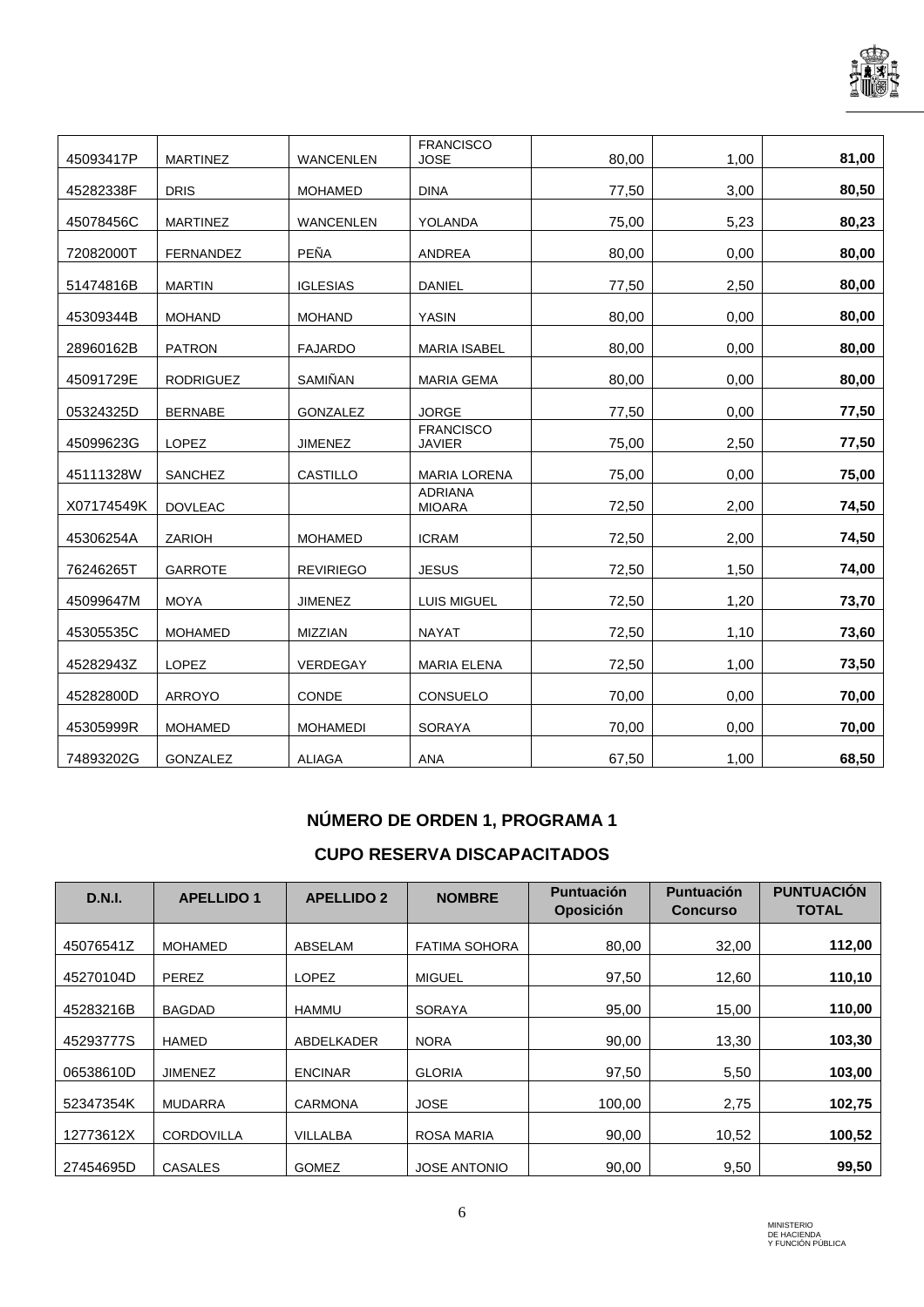| | | | | | | |
|---|---|---|---|---|---|---|
| 45093417P | MARTINEZ | WANCENLEN | FRANCISCO JOSE | 80,00 | 1,00 | **81,00** |
| 45282338F | DRIS | MOHAMED | DINA | 77,50 | 3,00 | **80,50** |
| 45078456C | MARTINEZ | WANCENLEN | YOLANDA | 75,00 | 5,23 | **80,23** |
| 72082000T | FERNANDEZ | PEÑA | ANDREA | 80,00 | 0,00 | **80,00** |
| 51474816B | MARTIN | IGLESIAS | DANIEL | 77,50 | 2,50 | **80,00** |
| 45309344B | MOHAND | MOHAND | YASIN | 80,00 | 0,00 | **80,00** |
| 28960162B | PATRON | FAJARDO | MARIA ISABEL | 80,00 | 0,00 | **80,00** |
| 45091729E | RODRIGUEZ | SAMIÑAN | MARIA GEMA | 80,00 | 0,00 | **80,00** |
| 05324325D | BERNABE | GONZALEZ | JORGE | 77,50 | 0,00 | **77,50** |
| 45099623G | LOPEZ | JIMENEZ | FRANCISCO JAVIER | 75,00 | 2,50 | **77,50** |
| 45111328W | SANCHEZ | CASTILLO | MARIA LORENA | 75,00 | 0,00 | **75,00** |
| X07174549K | DOVLEAC | | ADRIANA MIOARA | 72,50 | 2,00 | **74,50** |
| 45306254A | ZARIOH | MOHAMED | ICRAM | 72,50 | 2,00 | **74,50** |
| 76246265T | GARROTE | REVIRIEGO | JESUS | 72,50 | 1,50 | **74,00** |
| 45099647M | MOYA | JIMENEZ | LUIS MIGUEL | 72,50 | 1,20 | **73,70** |
| 45305535C | MOHAMED | MIZZIAN | NAYAT | 72,50 | 1,10 | **73,60** |
| 45282943Z | LOPEZ | VERDEGAY | MARIA ELENA | 72,50 | 1,00 | **73,50** |
| 45282800D | ARROYO | CONDE | CONSUELO | 70,00 | 0,00 | **70,00** |
| 45305999R | MOHAMED | MOHAMEDI | SORAYA | 70,00 | 0,00 | **70,00** |
| 74893202G | GONZALEZ | ALIAGA | ANA | 67,50 | 1,00 | **68,50** |

## NÚMERO DE ORDEN 1, PROGRAMA 1

## CUPO RESERVA DISCAPACITADOS

| D.N.I. | APELLIDO 1 | APELLIDO 2 | NOMBRE | Puntuación Oposición | Puntuación Concurso | PUNTUACIÓN TOTAL |
|---|---|---|---|---|---|---|
| 45076541Z | MOHAMED | ABSELAM | FATIMA SOHORA | 80,00 | 32,00 | **112,00** |
| 45270104D | PEREZ | LOPEZ | MIGUEL | 97,50 | 12,60 | **110,10** |
| 45283216B | BAGDAD | HAMMU | SORAYA | 95,00 | 15,00 | **110,00** |
| 45293777S | HAMED | ABDELKADER | NORA | 90,00 | 13,30 | **103,30** |
| 06538610D | JIMENEZ | ENCINAR | GLORIA | 97,50 | 5,50 | **103,00** |
| 52347354K | MUDARRA | CARMONA | JOSE | 100,00 | 2,75 | **102,75** |
| 12773612X | CORDOVILLA | VILLALBA | ROSA MARIA | 90,00 | 10,52 | **100,52** |
| 27454695D | CASALES | GOMEZ | JOSE ANTONIO | 90,00 | 9,50 | **99,50** |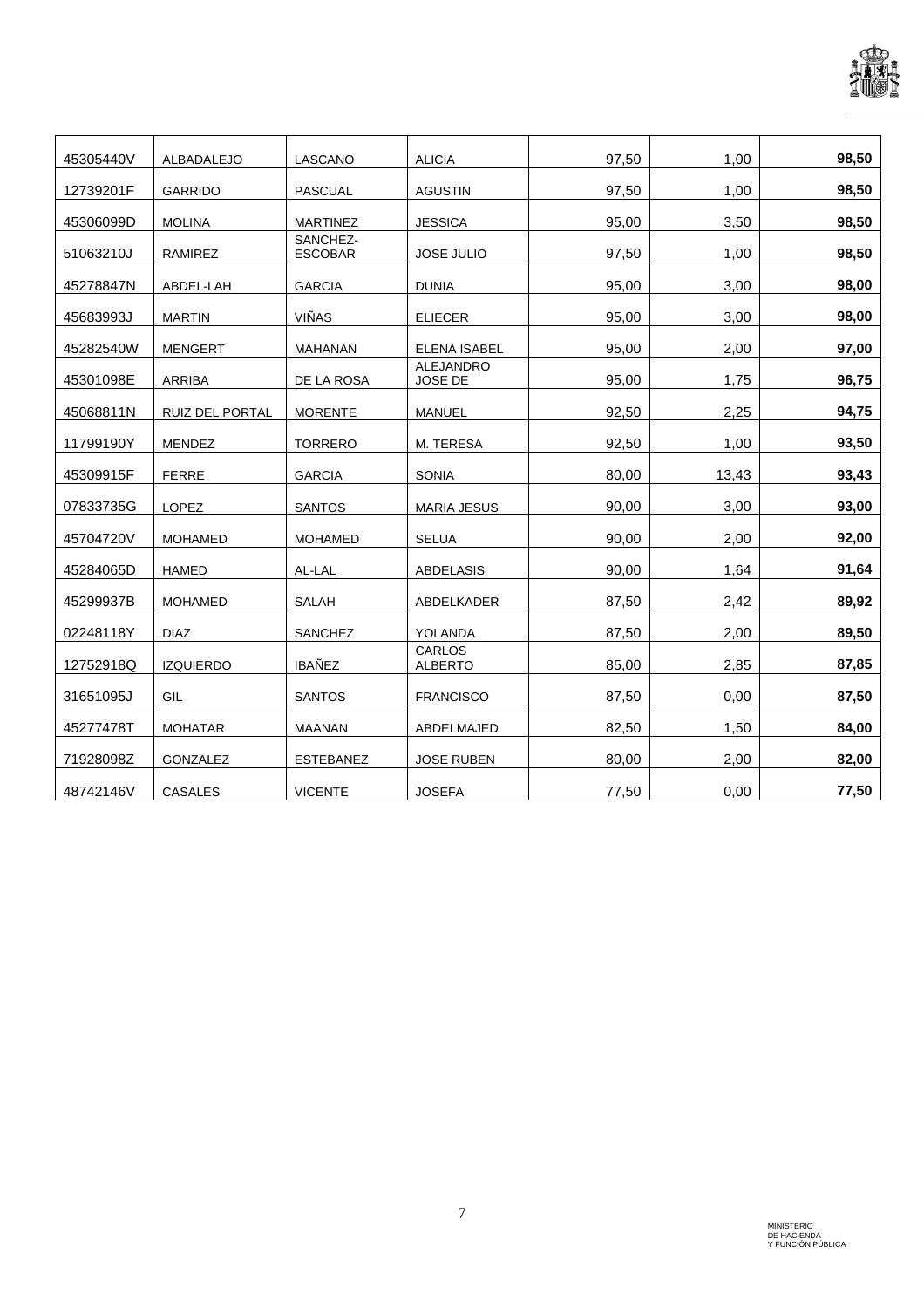| | | | | | | |
|---|---|---|---|---|---|---|
| 45305440V | ALBADALEJO | LASCANO | ALICIA | 97,50 | 1,00 | **98,50** |
| 12739201F | GARRIDO | PASCUAL | AGUSTIN | 97,50 | 1,00 | **98,50** |
| 45306099D | MOLINA | MARTINEZ | JESSICA | 95,00 | 3,50 | **98,50** |
| 51063210J | RAMIREZ | SANCHEZ-ESCOBAR | JOSE JULIO | 97,50 | 1,00 | **98,50** |
| 45278847N | ABDEL-LAH | GARCIA | DUNIA | 95,00 | 3,00 | **98,00** |
| 45683993J | MARTIN | VIÑAS | ELIECER | 95,00 | 3,00 | **98,00** |
| 45282540W | MENGERT | MAHANAN | ELENA ISABEL | 95,00 | 2,00 | **97,00** |
| 45301098E | ARRIBA | DE LA ROSA | ALEJANDRO JOSE DE | 95,00 | 1,75 | **96,75** |
| 45068811N | RUIZ DEL PORTAL | MORENTE | MANUEL | 92,50 | 2,25 | **94,75** |
| 11799190Y | MENDEZ | TORRERO | M. TERESA | 92,50 | 1,00 | **93,50** |
| 45309915F | FERRE | GARCIA | SONIA | 80,00 | 13,43 | **93,43** |
| 07833735G | LOPEZ | SANTOS | MARIA JESUS | 90,00 | 3,00 | **93,00** |
| 45704720V | MOHAMED | MOHAMED | SELUA | 90,00 | 2,00 | **92,00** |
| 45284065D | HAMED | AL-LAL | ABDELASIS | 90,00 | 1,64 | **91,64** |
| 45299937B | MOHAMED | SALAH | ABDELKADER | 87,50 | 2,42 | **89,92** |
| 02248118Y | DIAZ | SANCHEZ | YOLANDA | 87,50 | 2,00 | **89,50** |
| 12752918Q | IZQUIERDO | IBAÑEZ | CARLOS ALBERTO | 85,00 | 2,85 | **87,85** |
| 31651095J | GIL | SANTOS | FRANCISCO | 87,50 | 0,00 | **87,50** |
| 45277478T | MOHATAR | MAANAN | ABDELMAJED | 82,50 | 1,50 | **84,00** |
| 71928098Z | GONZALEZ | ESTEBANEZ | JOSE RUBEN | 80,00 | 2,00 | **82,00** |
| 48742146V | CASALES | VICENTE | JOSEFA | 77,50 | 0,00 | **77,50** |

MINISTERIO
DE HACIENDA
Y FUNCIÓN PÚBLICA